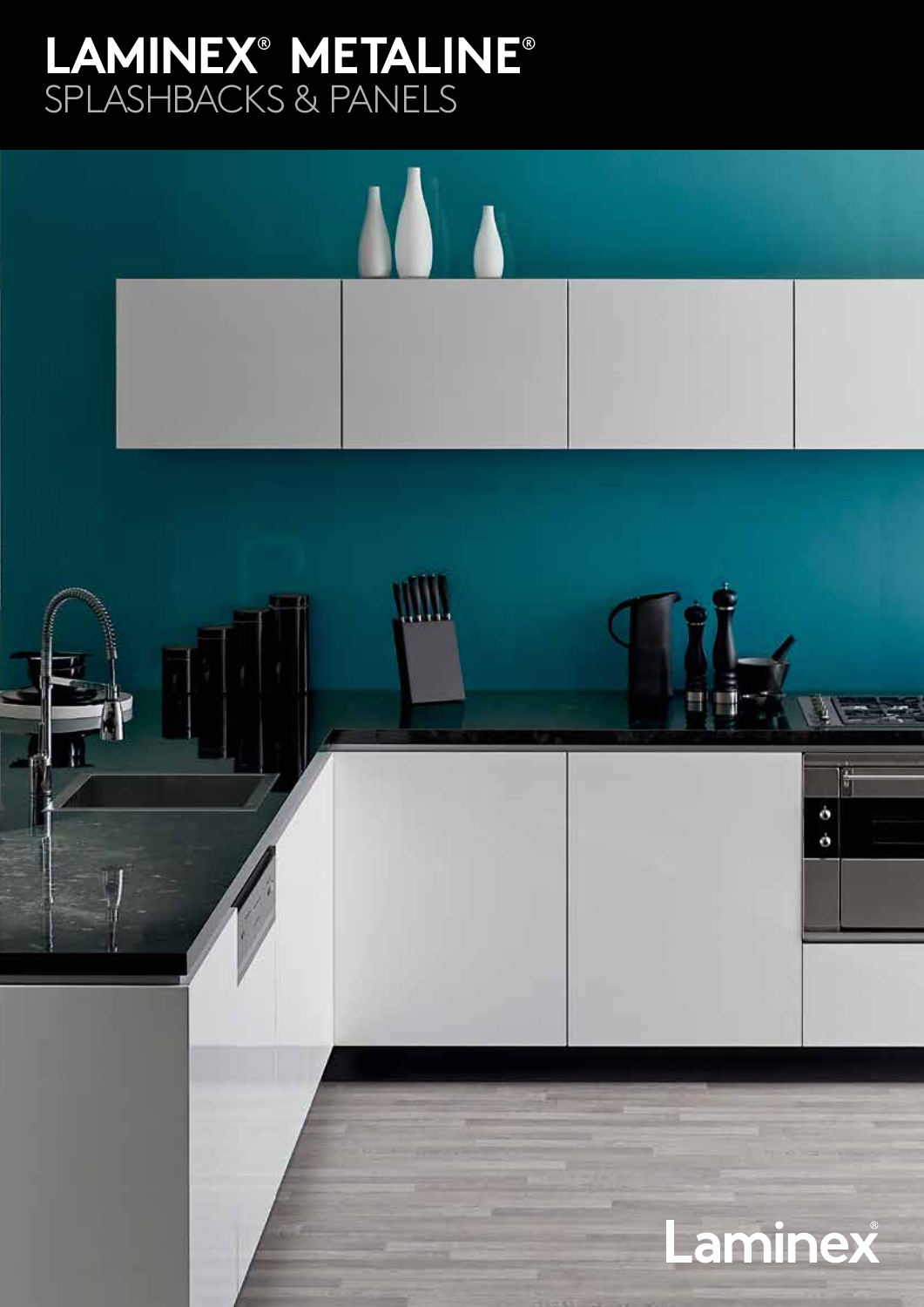# LAMINEX® METALINE®
## SPLASHBACKS & PANELS

Laminex®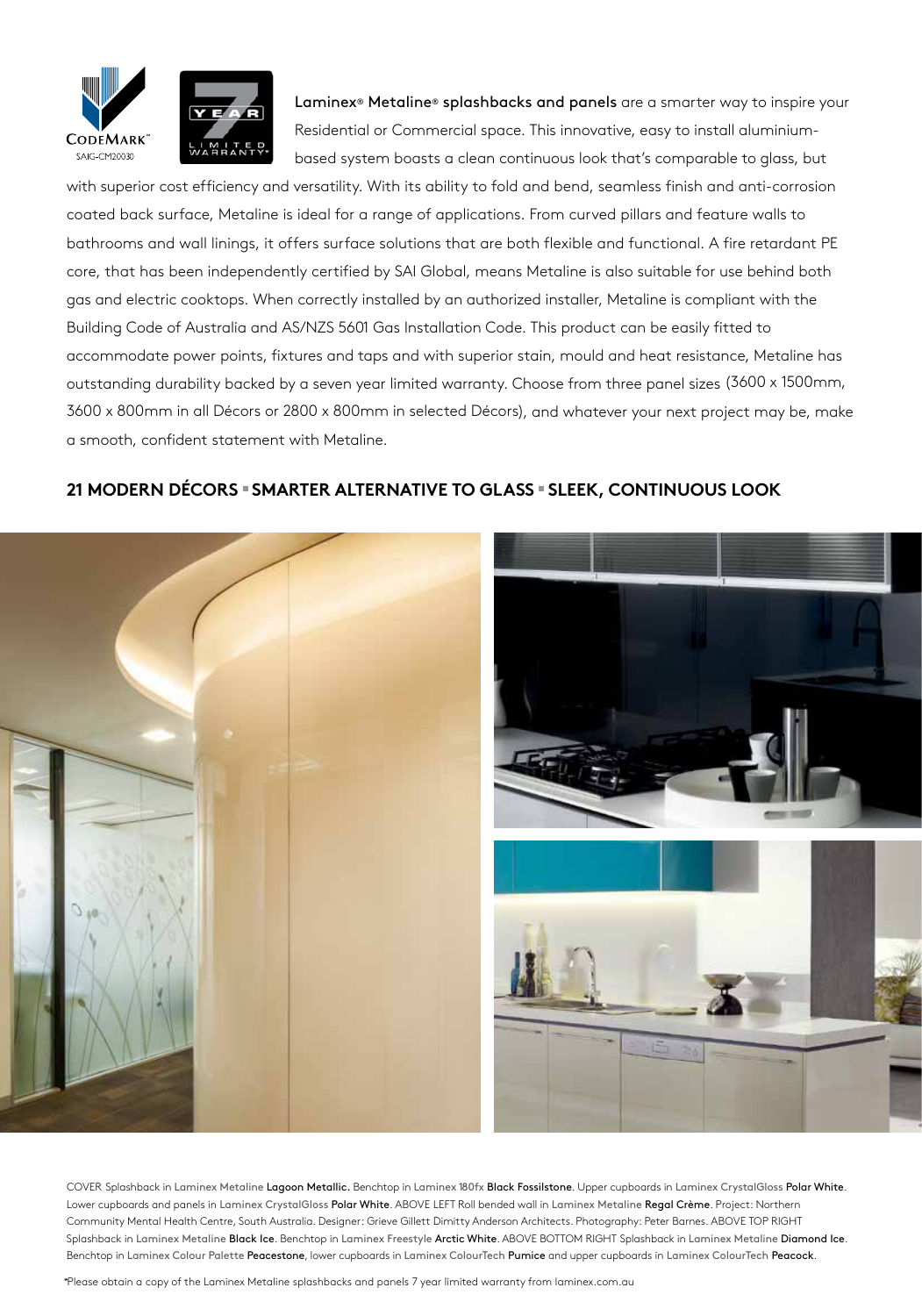CODEMARK™
SAIG-CM20030

7 YEAR LIMITED WARRANTY*

**Laminex® Metaline® splashbacks and panels** are a smarter way to inspire your Residential or Commercial space. This innovative, easy to install aluminium-based system boasts a clean continuous look that's comparable to glass, but with superior cost efficiency and versatility. With its ability to fold and bend, seamless finish and anti-corrosion coated back surface, Metaline is ideal for a range of applications. From curved pillars and feature walls to bathrooms and wall linings, it offers surface solutions that are both flexible and functional. A fire retardant PE core, that has been independently certified by SAI Global, means Metaline is also suitable for use behind both gas and electric cooktops. When correctly installed by an authorized installer, Metaline is compliant with the Building Code of Australia and AS/NZS 5601 Gas Installation Code. This product can be easily fitted to accommodate power points, fixtures and taps and with superior stain, mould and heat resistance, Metaline has outstanding durability backed by a seven year limited warranty. Choose from three panel sizes (3600 x 1500mm, 3600 x 800mm in all Décors or 2800 x 800mm in selected Décors), and whatever your next project may be, make a smooth, confident statement with Metaline.

## 21 MODERN DÉCORS ▪ SMARTER ALTERNATIVE TO GLASS ▪ SLEEK, CONTINUOUS LOOK

COVER Splashback in Laminex Metaline **Lagoon Metallic.** Benchtop in Laminex 180fx **Black Fossilstone**. Upper cupboards in Laminex CrystalGloss **Polar White**. Lower cupboards and panels in Laminex CrystalGloss **Polar White**. ABOVE LEFT Roll bended wall in Laminex Metaline **Regal Crème**. Project: Northern Community Mental Health Centre, South Australia. Designer: Grieve Gillett Dimitty Anderson Architects. Photography: Peter Barnes. ABOVE TOP RIGHT Splashback in Laminex Metaline **Black Ice**. Benchtop in Laminex Freestyle **Arctic White**. ABOVE BOTTOM RIGHT Splashback in Laminex Metaline **Diamond Ice**. Benchtop in Laminex Colour Palette **Peacestone**, lower cupboards in Laminex ColourTech **Pumice** and upper cupboards in Laminex ColourTech **Peacock**.

*Please obtain a copy of the Laminex Metaline splashbacks and panels 7 year limited warranty from laminex.com.au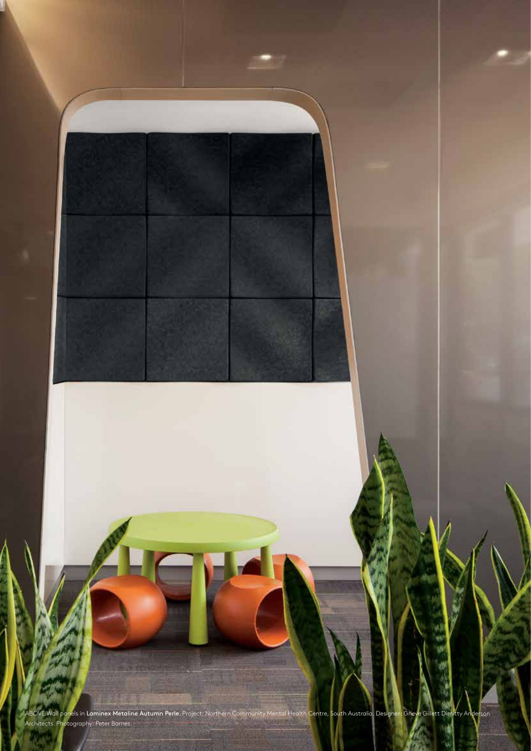ABOVE Wall panels in **Laminex Metaline Autumn Perle**. Project: Northern Community Mental Health Centre, South Australia. Designer: Grieve Gillett Dimitty Anderson Architects. Photography: Peter Barnes.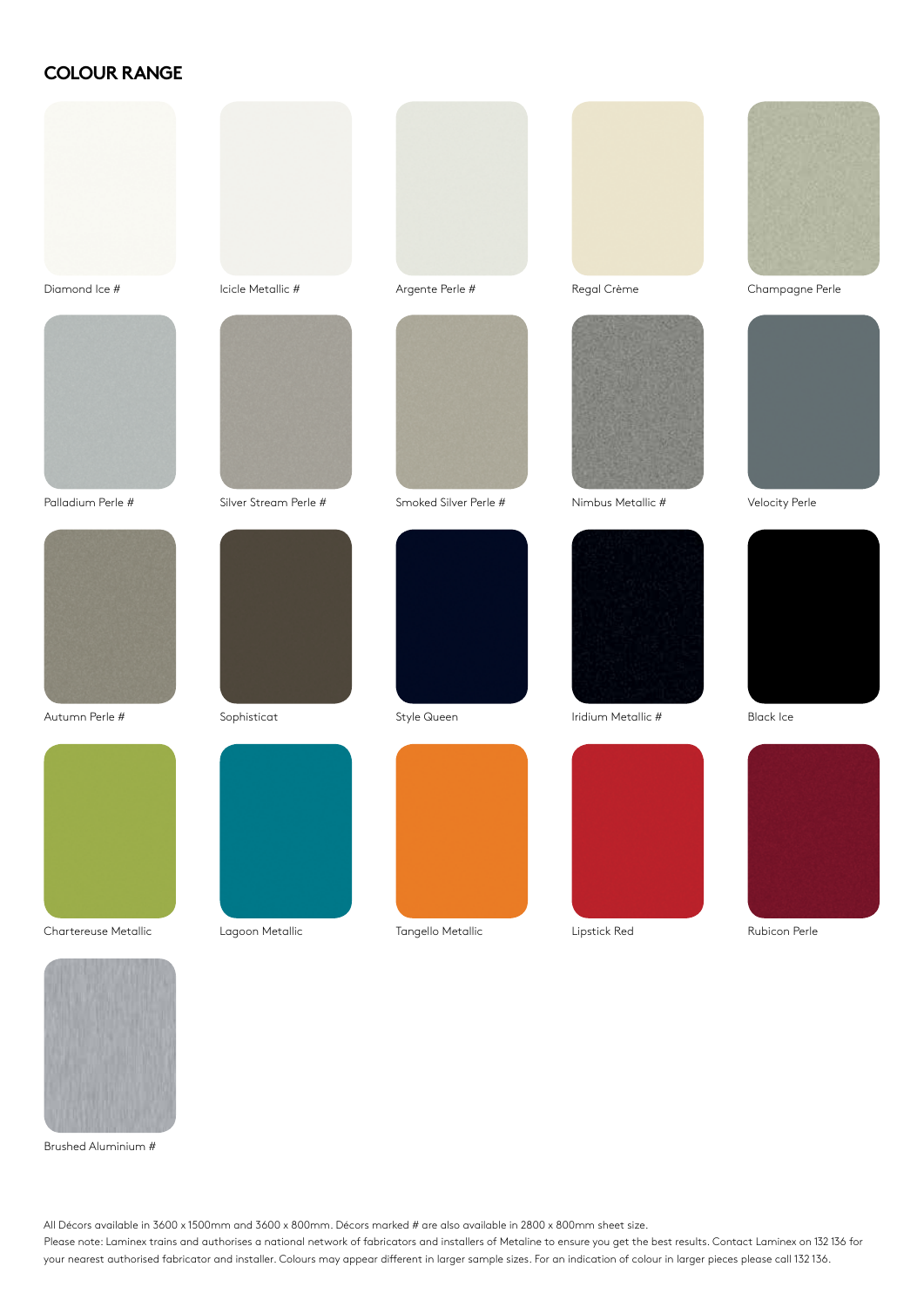## COLOUR RANGE

Diamond Ice #

Icicle Metallic #

Argente Perle #

Regal Crème

Champagne Perle

Palladium Perle #

Silver Stream Perle #

Smoked Silver Perle #

Nimbus Metallic #

Velocity Perle

Autumn Perle #

Sophisticat

Style Queen

Iridium Metallic #

Black Ice

Chartereuse Metallic

Lagoon Metallic

Tangello Metallic

Lipstick Red

Rubicon Perle

Brushed Aluminium #

All Décors available in 3600 x 1500mm and 3600 x 800mm. Décors marked # are also available in 2800 x 800mm sheet size.
Please note: Laminex trains and authorises a national network of fabricators and installers of Metaline to ensure you get the best results. Contact Laminex on 132 136 for your nearest authorised fabricator and installer. Colours may appear different in larger sample sizes. For an indication of colour in larger pieces please call 132 136.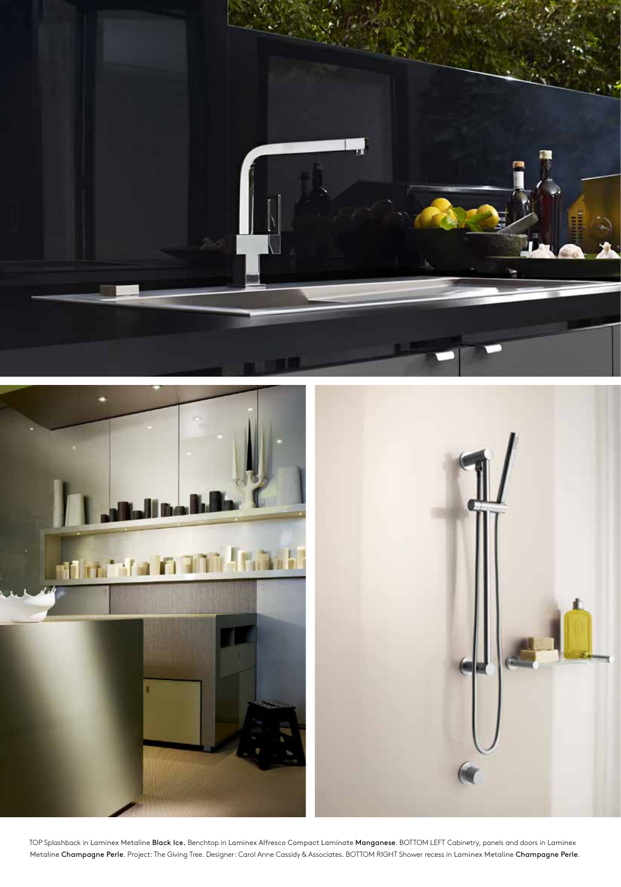TOP Splashback in Laminex Metaline **Black Ice.** Benchtop in Laminex Alfresco Compact Laminate **Manganese**. BOTTOM LEFT Cabinetry, panels and doors in Laminex Metaline **Champagne Perle**. Project: The Giving Tree. Designer: Carol Anne Cassidy & Associates. BOTTOM RIGHT Shower recess in Laminex Metaline **Champagne Perle**.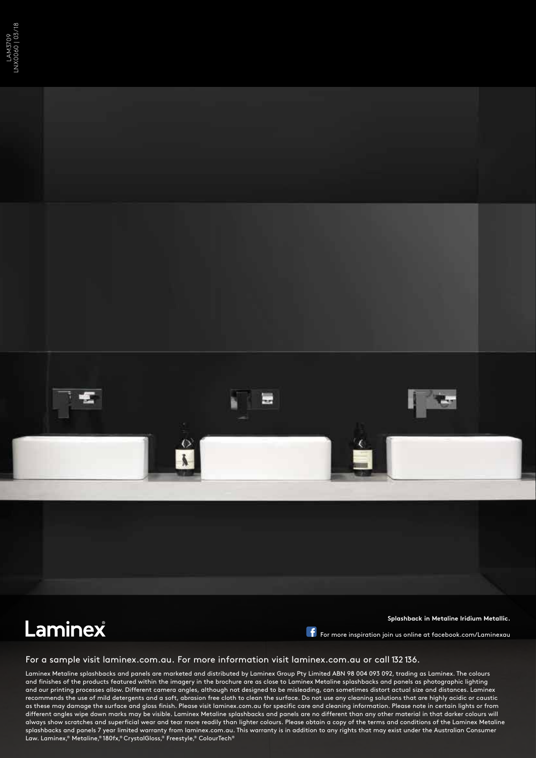LAM3709
LNX0060 | 03/18

**Laminex**®

**Splashback in Metaline Iridium Metallic.**

For more inspiration join us online at facebook.com/Laminexau

For a sample visit laminex.com.au. For more information visit laminex.com.au or call 132 136.

Laminex Metaline splashbacks and panels are marketed and distributed by Laminex Group Pty Limited ABN 98 004 093 092, trading as Laminex. The colours and finishes of the products featured within the imagery in the brochure are as close to Laminex Metaline splashbacks and panels as photographic lighting and our printing processes allow. Different camera angles, although not designed to be misleading, can sometimes distort actual size and distances. Laminex recommends the use of mild detergents and a soft, abrasion free cloth to clean the surface. Do not use any cleaning solutions that are highly acidic or caustic as these may damage the surface and gloss finish. Please visit laminex.com.au for specific care and cleaning information. Please note in certain lights or from different angles wipe down marks may be visible. Laminex Metaline splashbacks and panels are no different than any other material in that darker colours will always show scratches and superficial wear and tear more readily than lighter colours. Please obtain a copy of the terms and conditions of the Laminex Metaline splashbacks and panels 7 year limited warranty from laminex.com.au. This warranty is in addition to any rights that may exist under the Australian Consumer Law. Laminex,® Metaline,® 180fx,® CrystalGloss,® Freestyle,® ColourTech®